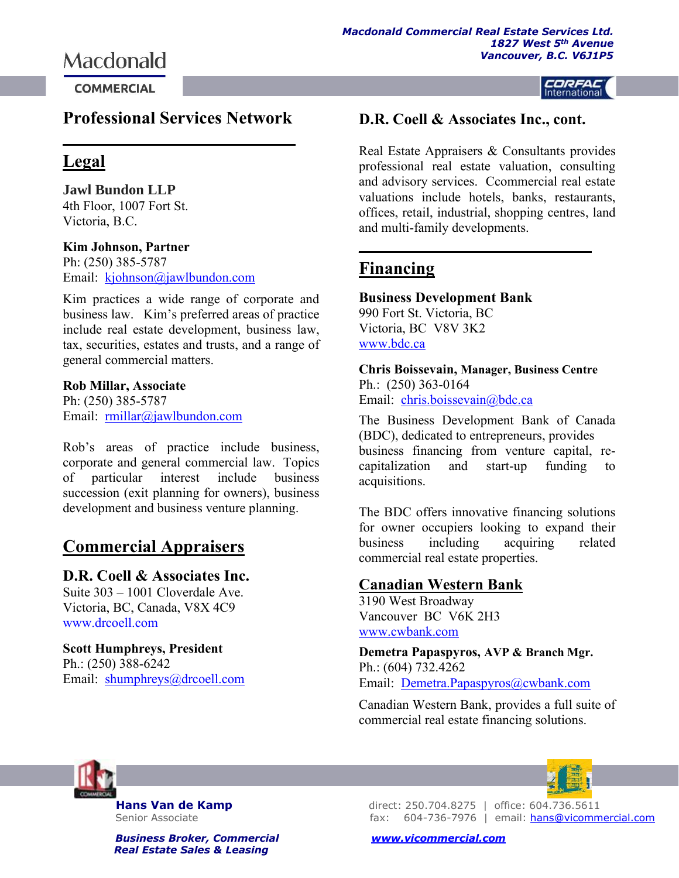# Professional Services Network

## Legal

**Jawl Bundon LLP**
4th Floor, 1007 Fort St.
Victoria, B.C.

**Kim Johnson, Partner**
Ph: (250) 385-5787
Email: kjohnson@jawlbundon.com

Kim practices a wide range of corporate and business law. Kim's preferred areas of practice include real estate development, business law, tax, securities, estates and trusts, and a range of general commercial matters.

**Rob Millar, Associate**
Ph: (250) 385-5787
Email: rmillar@jawlbundon.com

Rob's areas of practice include business, corporate and general commercial law. Topics of particular interest include business succession (exit planning for owners), business development and business venture planning.

## Commercial Appraisers

**D.R. Coell & Associates Inc.**
Suite 303 – 1001 Cloverdale Ave.
Victoria, BC, Canada, V8X 4C9
www.drcoell.com

**Scott Humphreys, President**
Ph.: (250) 388-6242
Email: shumphreys@drcoell.com

**D.R. Coell & Associates Inc., cont.**

Real Estate Appraisers & Consultants provides professional real estate valuation, consulting and advisory services. Ccommercial real estate valuations include hotels, banks, restaurants, offices, retail, industrial, shopping centres, land and multi-family developments.

## Financing

**Business Development Bank**
990 Fort St. Victoria, BC
Victoria, BC V8V 3K2
www.bdc.ca

**Chris Boissevain, Manager, Business Centre**
Ph.: (250) 363-0164
Email: chris.boissevain@bdc.ca

The Business Development Bank of Canada (BDC), dedicated to entrepreneurs, provides business financing from venture capital, re-capitalization and start-up funding to acquisitions.

The BDC offers innovative financing solutions for owner occupiers looking to expand their business including acquiring related commercial real estate properties.

**Canadian Western Bank**
3190 West Broadway
Vancouver BC V6K 2H3
www.cwbank.com

**Demetra Papaspyros, AVP & Branch Mgr.**
Ph.: (604) 732.4262
Email: Demetra.Papaspyros@cwbank.com

Canadian Western Bank, provides a full suite of commercial real estate financing solutions.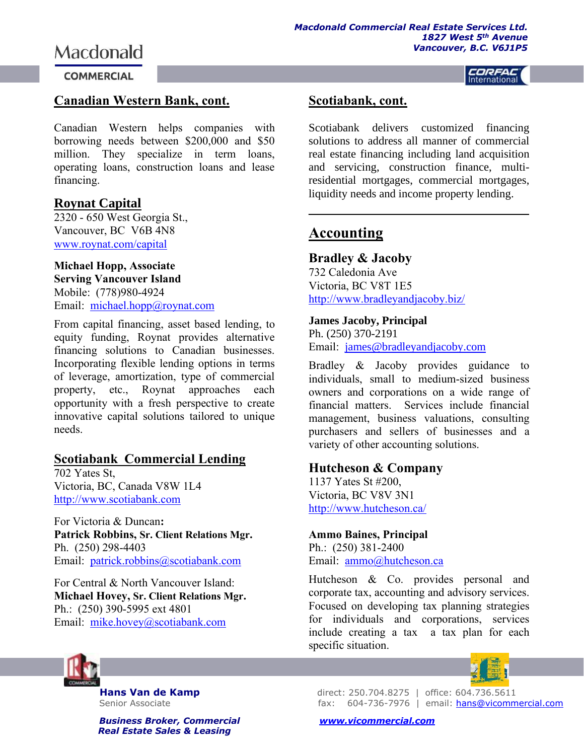## Canadian Western Bank, cont.

Canadian Western helps companies with borrowing needs between $200,000 and $50 million. They specialize in term loans, operating loans, construction loans and lease financing.

## Roynat Capital

2320 - 650 West Georgia St.,
Vancouver, BC V6B 4N8
www.roynat.com/capital

**Michael Hopp, Associate**
**Serving Vancouver Island**
Mobile: (778)980-4924
Email: michael.hopp@roynat.com

From capital financing, asset based lending, to equity funding, Roynat provides alternative financing solutions to Canadian businesses. Incorporating flexible lending options in terms of leverage, amortization, type of commercial property, etc., Roynat approaches each opportunity with a fresh perspective to create innovative capital solutions tailored to unique needs.

## Scotiabank Commercial Lending

702 Yates St,
Victoria, BC, Canada V8W 1L4
http://www.scotiabank.com

For Victoria & Duncan:
**Patrick Robbins, Sr. Client Relations Mgr.**
Ph. (250) 298-4403
Email: patrick.robbins@scotiabank.com

For Central & North Vancouver Island:
**Michael Hovey, Sr. Client Relations Mgr.**
Ph.: (250) 390-5995 ext 4801
Email: mike.hovey@scotiabank.com

## Scotiabank, cont.

Scotiabank delivers customized financing solutions to address all manner of commercial real estate financing including land acquisition and servicing, construction finance, multi-residential mortgages, commercial mortgages, liquidity needs and income property lending.

---

# Accounting

### Bradley & Jacoby

732 Caledonia Ave
Victoria, BC V8T 1E5
http://www.bradleyandjacoby.biz/

**James Jacoby, Principal**
Ph. (250) 370-2191
Email: james@bradleyandjacoby.com

Bradley & Jacoby provides guidance to individuals, small to medium-sized business owners and corporations on a wide range of financial matters. Services include financial management, business valuations, consulting purchasers and sellers of businesses and a variety of other accounting solutions.

### Hutcheson & Company

1137 Yates St #200,
Victoria, BC V8V 3N1
http://www.hutcheson.ca/

**Ammo Baines, Principal**
Ph.: (250) 381-2400
Email: ammo@hutcheson.ca

Hutcheson & Co. provides personal and corporate tax, accounting and advisory services. Focused on developing tax planning strategies for individuals and corporations, services include creating a tax a tax plan for each specific situation.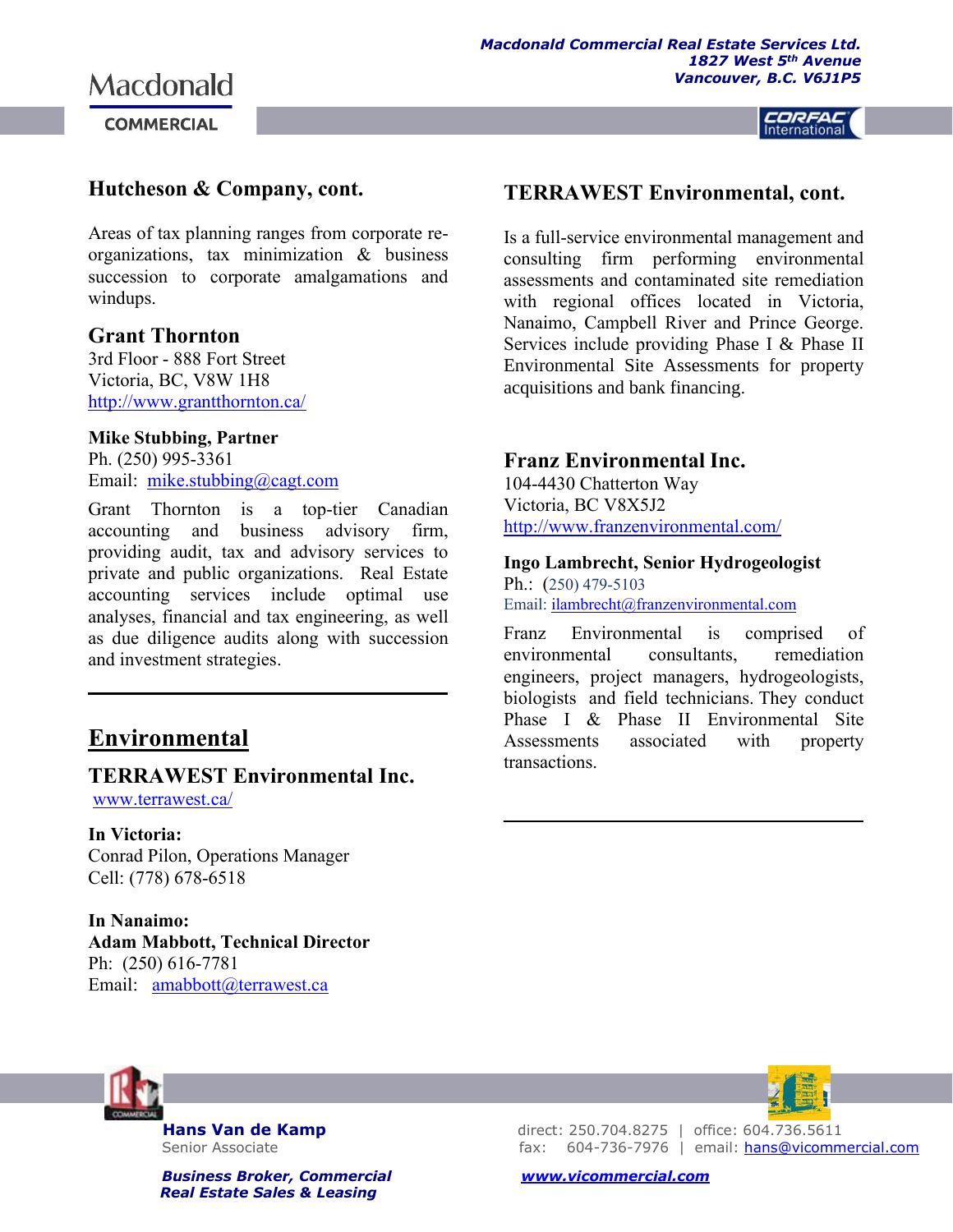## Hutcheson & Company, cont.

Areas of tax planning ranges from corporate re-organizations, tax minimization & business succession to corporate amalgamations and windups.

### Grant Thornton

3rd Floor - 888 Fort Street
Victoria, BC, V8W 1H8
http://www.grantthornton.ca/

**Mike Stubbing, Partner**
Ph. (250) 995-3361
Email: mike.stubbing@cagt.com

Grant Thornton is a top-tier Canadian accounting and business advisory firm, providing audit, tax and advisory services to private and public organizations. Real Estate accounting services include optimal use analyses, financial and tax engineering, as well as due diligence audits along with succession and investment strategies.

---

# Environmental

### TERRAWEST Environmental Inc.

www.terrawest.ca/

**In Victoria:**
Conrad Pilon, Operations Manager
Cell: (778) 678-6518

**In Nanaimo:**
**Adam Mabbott, Technical Director**
Ph: (250) 616-7781
Email: amabbott@terrawest.ca

## TERRAWEST Environmental, cont.

Is a full-service environmental management and consulting firm performing environmental assessments and contaminated site remediation with regional offices located in Victoria, Nanaimo, Campbell River and Prince George. Services include providing Phase I & Phase II Environmental Site Assessments for property acquisitions and bank financing.

### Franz Environmental Inc.

104-4430 Chatterton Way
Victoria, BC V8X5J2
http://www.franzenvironmental.com/

**Ingo Lambrecht, Senior Hydrogeologist**
Ph.: (250) 479-5103
Email: ilambrecht@franzenvironmental.com

Franz Environmental is comprised of environmental consultants, remediation engineers, project managers, hydrogeologists, biologists and field technicians. They conduct Phase I & Phase II Environmental Site Assessments associated with property transactions.

---